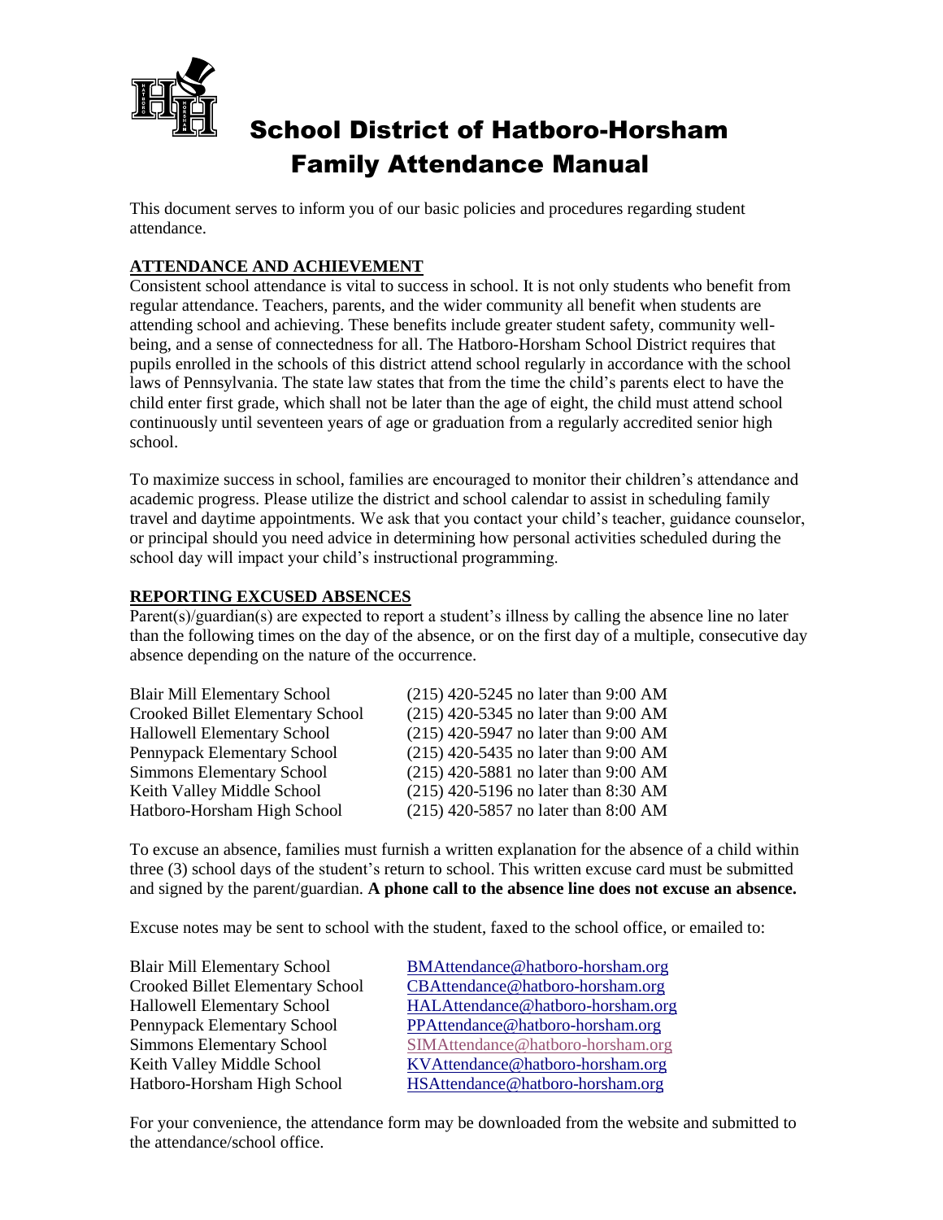# School District of Hatboro-Horsham Family Attendance Manual

This document serves to inform you of our basic policies and procedures regarding student attendance.

## ATTENDANCE AND ACHIEVEMENT

Consistent school attendance is vital to success in school. It is not only students who benefit from regular attendance. Teachers, parents, and the wider community all benefit when students are attending school and achieving. These benefits include greater student safety, community well-being, and a sense of connectedness for all. The Hatboro-Horsham School District requires that pupils enrolled in the schools of this district attend school regularly in accordance with the school laws of Pennsylvania. The state law states that from the time the child's parents elect to have the child enter first grade, which shall not be later than the age of eight, the child must attend school continuously until seventeen years of age or graduation from a regularly accredited senior high school.

To maximize success in school, families are encouraged to monitor their children's attendance and academic progress. Please utilize the district and school calendar to assist in scheduling family travel and daytime appointments. We ask that you contact your child's teacher, guidance counselor, or principal should you need advice in determining how personal activities scheduled during the school day will impact your child's instructional programming.

## REPORTING EXCUSED ABSENCES

Parent(s)/guardian(s) are expected to report a student's illness by calling the absence line no later than the following times on the day of the absence, or on the first day of a multiple, consecutive day absence depending on the nature of the occurrence.

| | |
|---|---|
| Blair Mill Elementary School | (215) 420-5245 no later than 9:00 AM |
| Crooked Billet Elementary School | (215) 420-5345 no later than 9:00 AM |
| Hallowell Elementary School | (215) 420-5947 no later than 9:00 AM |
| Pennypack Elementary School | (215) 420-5435 no later than 9:00 AM |
| Simmons Elementary School | (215) 420-5881 no later than 9:00 AM |
| Keith Valley Middle School | (215) 420-5196 no later than 8:30 AM |
| Hatboro-Horsham High School | (215) 420-5857 no later than 8:00 AM |

To excuse an absence, families must furnish a written explanation for the absence of a child within three (3) school days of the student's return to school. This written excuse card must be submitted and signed by the parent/guardian. **A phone call to the absence line does not excuse an absence.**

Excuse notes may be sent to school with the student, faxed to the school office, or emailed to:

| | |
|---|---|
| Blair Mill Elementary School | BMAttendance@hatboro-horsham.org |
| Crooked Billet Elementary School | CBAttendance@hatboro-horsham.org |
| Hallowell Elementary School | HALAttendance@hatboro-horsham.org |
| Pennypack Elementary School | PPAttendance@hatboro-horsham.org |
| Simmons Elementary School | SIMAttendance@hatboro-horsham.org |
| Keith Valley Middle School | KVAttendance@hatboro-horsham.org |
| Hatboro-Horsham High School | HSAttendance@hatboro-horsham.org |

For your convenience, the attendance form may be downloaded from the website and submitted to the attendance/school office.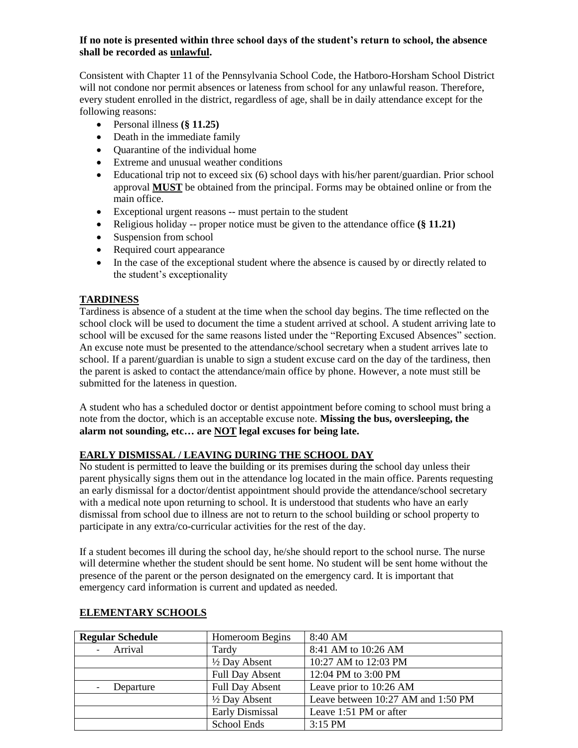**If no note is presented within three school days of the student's return to school, the absence shall be recorded as unlawful.**

Consistent with Chapter 11 of the Pennsylvania School Code, the Hatboro-Horsham School District will not condone nor permit absences or lateness from school for any unlawful reason. Therefore, every student enrolled in the district, regardless of age, shall be in daily attendance except for the following reasons:

- Personal illness **(§ 11.25)**
- Death in the immediate family
- Quarantine of the individual home
- Extreme and unusual weather conditions
- Educational trip not to exceed six (6) school days with his/her parent/guardian. Prior school approval **MUST** be obtained from the principal. Forms may be obtained online or from the main office.
- Exceptional urgent reasons -- must pertain to the student
- Religious holiday -- proper notice must be given to the attendance office **(§ 11.21)**
- Suspension from school
- Required court appearance
- In the case of the exceptional student where the absence is caused by or directly related to the student's exceptionality

## TARDINESS

Tardiness is absence of a student at the time when the school day begins. The time reflected on the school clock will be used to document the time a student arrived at school. A student arriving late to school will be excused for the same reasons listed under the "Reporting Excused Absences" section. An excuse note must be presented to the attendance/school secretary when a student arrives late to school. If a parent/guardian is unable to sign a student excuse card on the day of the tardiness, then the parent is asked to contact the attendance/main office by phone. However, a note must still be submitted for the lateness in question.

A student who has a scheduled doctor or dentist appointment before coming to school must bring a note from the doctor, which is an acceptable excuse note. **Missing the bus, oversleeping, the alarm not sounding, etc… are NOT legal excuses for being late.**

## EARLY DISMISSAL / LEAVING DURING THE SCHOOL DAY

No student is permitted to leave the building or its premises during the school day unless their parent physically signs them out in the attendance log located in the main office. Parents requesting an early dismissal for a doctor/dentist appointment should provide the attendance/school secretary with a medical note upon returning to school. It is understood that students who have an early dismissal from school due to illness are not to return to the school building or school property to participate in any extra/co-curricular activities for the rest of the day.

If a student becomes ill during the school day, he/she should report to the school nurse. The nurse will determine whether the student should be sent home. No student will be sent home without the presence of the parent or the person designated on the emergency card. It is important that emergency card information is current and updated as needed.

## ELEMENTARY SCHOOLS

| **Regular Schedule** | Homeroom Begins | 8:40 AM |
|---|---|---|
| - Arrival | Tardy | 8:41 AM to 10:26 AM |
| | ½ Day Absent | 10:27 AM to 12:03 PM |
| | Full Day Absent | 12:04 PM to 3:00 PM |
| - Departure | Full Day Absent | Leave prior to 10:26 AM |
| | ½ Day Absent | Leave between 10:27 AM and 1:50 PM |
| | Early Dismissal | Leave 1:51 PM or after |
| | School Ends | 3:15 PM |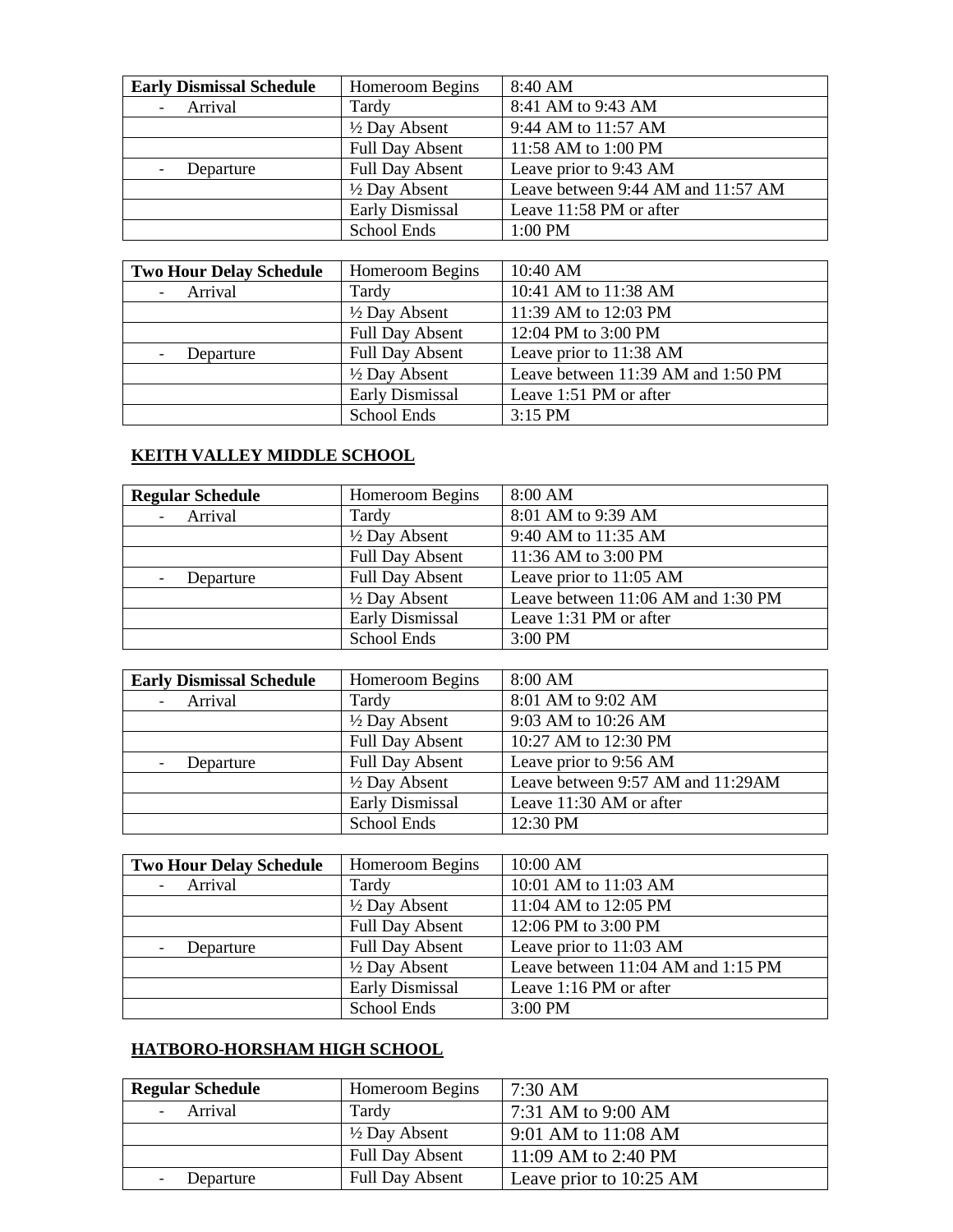| Early Dismissal Schedule | Homeroom Begins | 8:40 AM |
|---|---|---|
| - Arrival | Tardy | 8:41 AM to 9:43 AM |
| | ½ Day Absent | 9:44 AM to 11:57 AM |
| | Full Day Absent | 11:58 AM to 1:00 PM |
| - Departure | Full Day Absent | Leave prior to 9:43 AM |
| | ½ Day Absent | Leave between 9:44 AM and 11:57 AM |
| | Early Dismissal | Leave 11:58 PM or after |
| | School Ends | 1:00 PM |

| Two Hour Delay Schedule | Homeroom Begins | 10:40 AM |
|---|---|---|
| - Arrival | Tardy | 10:41 AM to 11:38 AM |
| | ½ Day Absent | 11:39 AM to 12:03 PM |
| | Full Day Absent | 12:04 PM to 3:00 PM |
| - Departure | Full Day Absent | Leave prior to 11:38 AM |
| | ½ Day Absent | Leave between 11:39 AM and 1:50 PM |
| | Early Dismissal | Leave 1:51 PM or after |
| | School Ends | 3:15 PM |

## KEITH VALLEY MIDDLE SCHOOL

| Regular Schedule | Homeroom Begins | 8:00 AM |
|---|---|---|
| - Arrival | Tardy | 8:01 AM to 9:39 AM |
| | ½ Day Absent | 9:40 AM to 11:35 AM |
| | Full Day Absent | 11:36 AM to 3:00 PM |
| - Departure | Full Day Absent | Leave prior to 11:05 AM |
| | ½ Day Absent | Leave between 11:06 AM and 1:30 PM |
| | Early Dismissal | Leave 1:31 PM or after |
| | School Ends | 3:00 PM |

| Early Dismissal Schedule | Homeroom Begins | 8:00 AM |
|---|---|---|
| - Arrival | Tardy | 8:01 AM to 9:02 AM |
| | ½ Day Absent | 9:03 AM to 10:26 AM |
| | Full Day Absent | 10:27 AM to 12:30 PM |
| - Departure | Full Day Absent | Leave prior to 9:56 AM |
| | ½ Day Absent | Leave between 9:57 AM and 11:29AM |
| | Early Dismissal | Leave 11:30 AM or after |
| | School Ends | 12:30 PM |

| Two Hour Delay Schedule | Homeroom Begins | 10:00 AM |
|---|---|---|
| - Arrival | Tardy | 10:01 AM to 11:03 AM |
| | ½ Day Absent | 11:04 AM to 12:05 PM |
| | Full Day Absent | 12:06 PM to 3:00 PM |
| - Departure | Full Day Absent | Leave prior to 11:03 AM |
| | ½ Day Absent | Leave between 11:04 AM and 1:15 PM |
| | Early Dismissal | Leave 1:16 PM or after |
| | School Ends | 3:00 PM |

## HATBORO-HORSHAM HIGH SCHOOL

| Regular Schedule | Homeroom Begins | 7:30 AM |
|---|---|---|
| - Arrival | Tardy | 7:31 AM to 9:00 AM |
| | ½ Day Absent | 9:01 AM to 11:08 AM |
| | Full Day Absent | 11:09 AM to 2:40 PM |
| - Departure | Full Day Absent | Leave prior to 10:25 AM |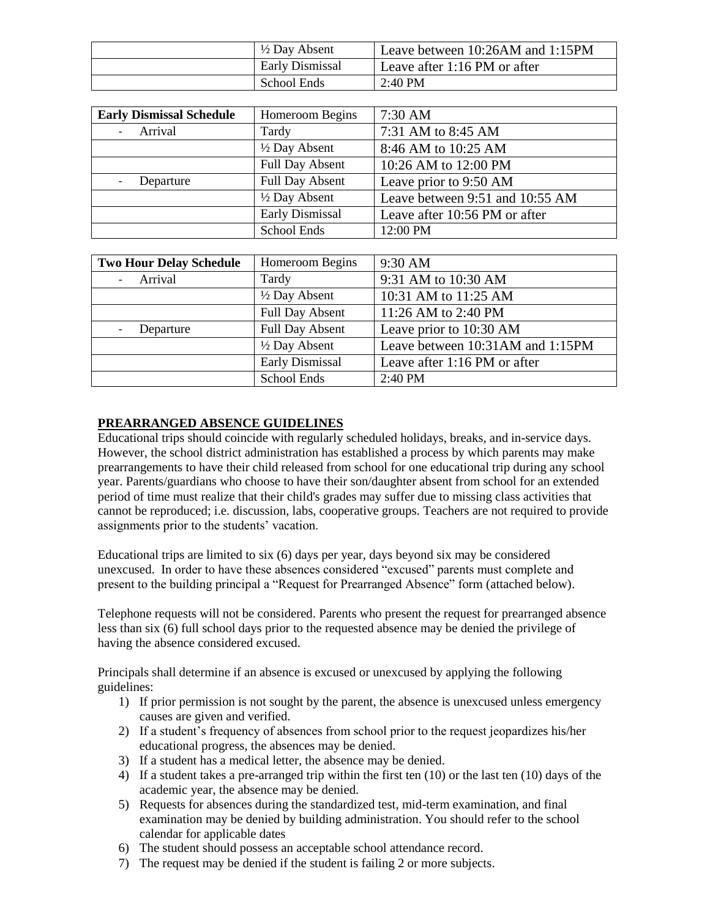|  |  |  |
| --- | --- | --- |
|  | ½ Day Absent | Leave between 10:26AM and 1:15PM |
|  | Early Dismissal | Leave after 1:16 PM or after |
|  | School Ends | 2:40 PM |

| **Early Dismissal Schedule** | Homeroom Begins | 7:30 AM |
| --- | --- | --- |
| - Arrival | Tardy | 7:31 AM to 8:45 AM |
|  | ½ Day Absent | 8:46 AM to 10:25 AM |
|  | Full Day Absent | 10:26 AM to 12:00 PM |
| - Departure | Full Day Absent | Leave prior to 9:50 AM |
|  | ½ Day Absent | Leave between 9:51 and 10:55 AM |
|  | Early Dismissal | Leave after 10:56 PM or after |
|  | School Ends | 12:00 PM |

| **Two Hour Delay Schedule** | Homeroom Begins | 9:30 AM |
| --- | --- | --- |
| - Arrival | Tardy | 9:31 AM to 10:30 AM |
|  | ½ Day Absent | 10:31 AM to 11:25 AM |
|  | Full Day Absent | 11:26 AM to 2:40 PM |
| - Departure | Full Day Absent | Leave prior to 10:30 AM |
|  | ½ Day Absent | Leave between 10:31AM and 1:15PM |
|  | Early Dismissal | Leave after 1:16 PM or after |
|  | School Ends | 2:40 PM |

## PREARRANGED ABSENCE GUIDELINES

Educational trips should coincide with regularly scheduled holidays, breaks, and in-service days. However, the school district administration has established a process by which parents may make prearrangements to have their child released from school for one educational trip during any school year. Parents/guardians who choose to have their son/daughter absent from school for an extended period of time must realize that their child's grades may suffer due to missing class activities that cannot be reproduced; i.e. discussion, labs, cooperative groups. Teachers are not required to provide assignments prior to the students' vacation.

Educational trips are limited to six (6) days per year, days beyond six may be considered unexcused. In order to have these absences considered "excused" parents must complete and present to the building principal a "Request for Prearranged Absence" form (attached below).

Telephone requests will not be considered. Parents who present the request for prearranged absence less than six (6) full school days prior to the requested absence may be denied the privilege of having the absence considered excused.

Principals shall determine if an absence is excused or unexcused by applying the following guidelines:

1) If prior permission is not sought by the parent, the absence is unexcused unless emergency causes are given and verified.
2) If a student's frequency of absences from school prior to the request jeopardizes his/her educational progress, the absences may be denied.
3) If a student has a medical letter, the absence may be denied.
4) If a student takes a pre-arranged trip within the first ten (10) or the last ten (10) days of the academic year, the absence may be denied.
5) Requests for absences during the standardized test, mid-term examination, and final examination may be denied by building administration. You should refer to the school calendar for applicable dates
6) The student should possess an acceptable school attendance record.
7) The request may be denied if the student is failing 2 or more subjects.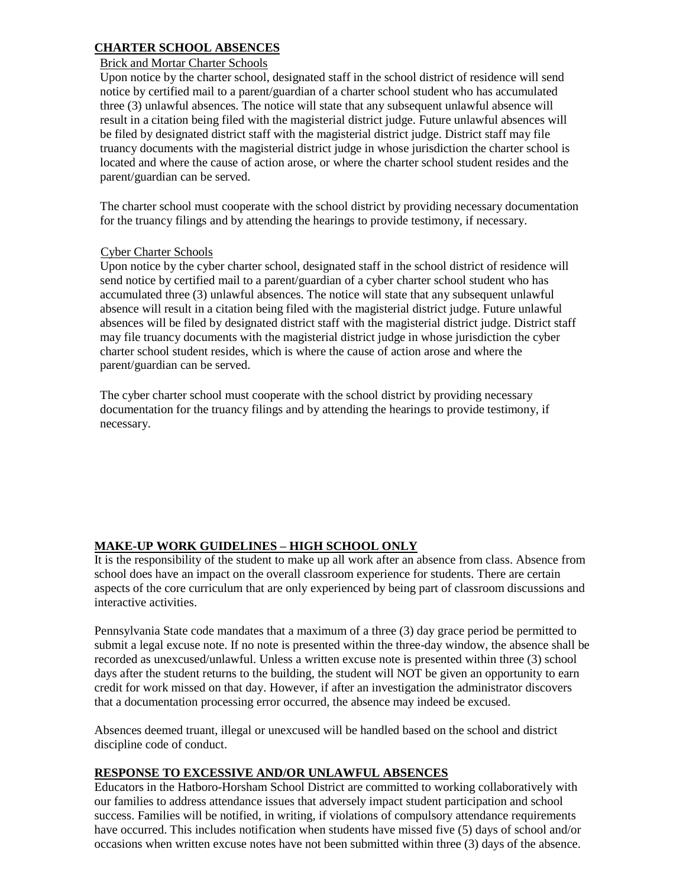## CHARTER SCHOOL ABSENCES

### Brick and Mortar Charter Schools

Upon notice by the charter school, designated staff in the school district of residence will send notice by certified mail to a parent/guardian of a charter school student who has accumulated three (3) unlawful absences. The notice will state that any subsequent unlawful absence will result in a citation being filed with the magisterial district judge. Future unlawful absences will be filed by designated district staff with the magisterial district judge. District staff may file truancy documents with the magisterial district judge in whose jurisdiction the charter school is located and where the cause of action arose, or where the charter school student resides and the parent/guardian can be served.

The charter school must cooperate with the school district by providing necessary documentation for the truancy filings and by attending the hearings to provide testimony, if necessary.

### Cyber Charter Schools

Upon notice by the cyber charter school, designated staff in the school district of residence will send notice by certified mail to a parent/guardian of a cyber charter school student who has accumulated three (3) unlawful absences. The notice will state that any subsequent unlawful absence will result in a citation being filed with the magisterial district judge. Future unlawful absences will be filed by designated district staff with the magisterial district judge. District staff may file truancy documents with the magisterial district judge in whose jurisdiction the cyber charter school student resides, which is where the cause of action arose and where the parent/guardian can be served.

The cyber charter school must cooperate with the school district by providing necessary documentation for the truancy filings and by attending the hearings to provide testimony, if necessary.

## MAKE-UP WORK GUIDELINES – HIGH SCHOOL ONLY

It is the responsibility of the student to make up all work after an absence from class. Absence from school does have an impact on the overall classroom experience for students. There are certain aspects of the core curriculum that are only experienced by being part of classroom discussions and interactive activities.

Pennsylvania State code mandates that a maximum of a three (3) day grace period be permitted to submit a legal excuse note. If no note is presented within the three-day window, the absence shall be recorded as unexcused/unlawful. Unless a written excuse note is presented within three (3) school days after the student returns to the building, the student will NOT be given an opportunity to earn credit for work missed on that day. However, if after an investigation the administrator discovers that a documentation processing error occurred, the absence may indeed be excused.

Absences deemed truant, illegal or unexcused will be handled based on the school and district discipline code of conduct.

## RESPONSE TO EXCESSIVE AND/OR UNLAWFUL ABSENCES

Educators in the Hatboro-Horsham School District are committed to working collaboratively with our families to address attendance issues that adversely impact student participation and school success. Families will be notified, in writing, if violations of compulsory attendance requirements have occurred. This includes notification when students have missed five (5) days of school and/or occasions when written excuse notes have not been submitted within three (3) days of the absence.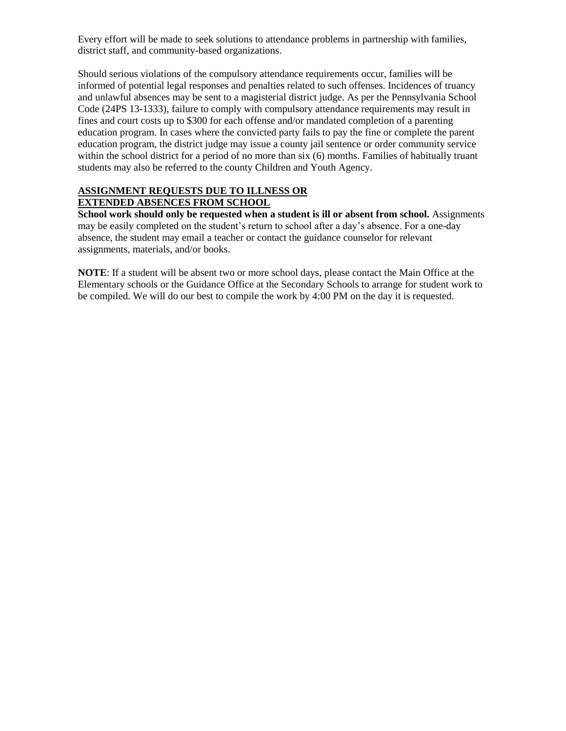Every effort will be made to seek solutions to attendance problems in partnership with families, district staff, and community-based organizations.

Should serious violations of the compulsory attendance requirements occur, families will be informed of potential legal responses and penalties related to such offenses. Incidences of truancy and unlawful absences may be sent to a magisterial district judge. As per the Pennsylvania School Code (24PS 13-1333), failure to comply with compulsory attendance requirements may result in fines and court costs up to $300 for each offense and/or mandated completion of a parenting education program. In cases where the convicted party fails to pay the fine or complete the parent education program, the district judge may issue a county jail sentence or order community service within the school district for a period of no more than six (6) months. Families of habitually truant students may also be referred to the county Children and Youth Agency.

## ASSIGNMENT REQUESTS DUE TO ILLNESS OR EXTENDED ABSENCES FROM SCHOOL

**School work should only be requested when a student is ill or absent from school.** Assignments may be easily completed on the student's return to school after a day's absence. For a one-day absence, the student may email a teacher or contact the guidance counselor for relevant assignments, materials, and/or books.

**NOTE**: If a student will be absent two or more school days, please contact the Main Office at the Elementary schools or the Guidance Office at the Secondary Schools to arrange for student work to be compiled. We will do our best to compile the work by 4:00 PM on the day it is requested.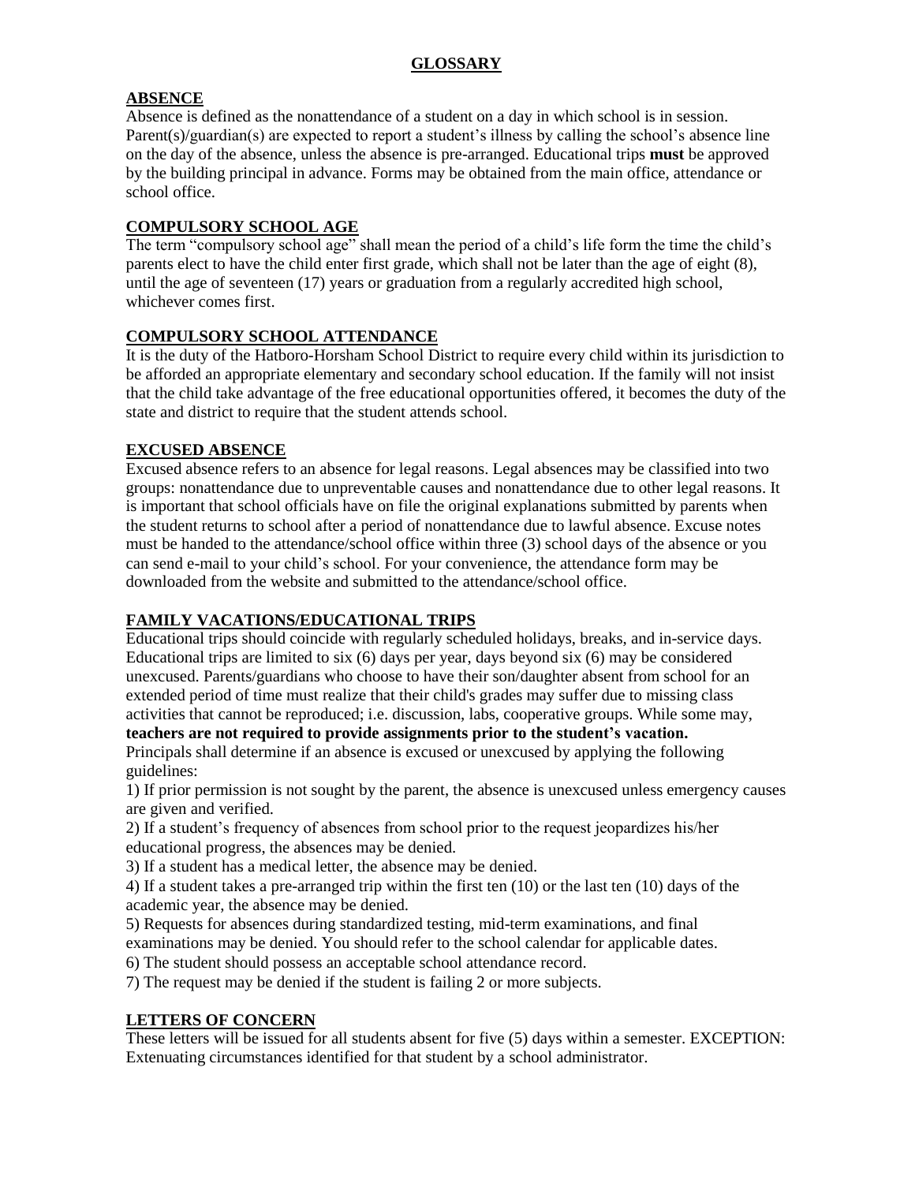# GLOSSARY

## ABSENCE

Absence is defined as the nonattendance of a student on a day in which school is in session. Parent(s)/guardian(s) are expected to report a student's illness by calling the school's absence line on the day of the absence, unless the absence is pre-arranged. Educational trips **must** be approved by the building principal in advance. Forms may be obtained from the main office, attendance or school office.

## COMPULSORY SCHOOL AGE

The term "compulsory school age" shall mean the period of a child's life form the time the child's parents elect to have the child enter first grade, which shall not be later than the age of eight (8), until the age of seventeen (17) years or graduation from a regularly accredited high school, whichever comes first.

## COMPULSORY SCHOOL ATTENDANCE

It is the duty of the Hatboro-Horsham School District to require every child within its jurisdiction to be afforded an appropriate elementary and secondary school education. If the family will not insist that the child take advantage of the free educational opportunities offered, it becomes the duty of the state and district to require that the student attends school.

## EXCUSED ABSENCE

Excused absence refers to an absence for legal reasons. Legal absences may be classified into two groups: nonattendance due to unpreventable causes and nonattendance due to other legal reasons. It is important that school officials have on file the original explanations submitted by parents when the student returns to school after a period of nonattendance due to lawful absence. Excuse notes must be handed to the attendance/school office within three (3) school days of the absence or you can send e-mail to your child's school. For your convenience, the attendance form may be downloaded from the website and submitted to the attendance/school office.

## FAMILY VACATIONS/EDUCATIONAL TRIPS

Educational trips should coincide with regularly scheduled holidays, breaks, and in-service days. Educational trips are limited to six (6) days per year, days beyond six (6) may be considered unexcused. Parents/guardians who choose to have their son/daughter absent from school for an extended period of time must realize that their child's grades may suffer due to missing class activities that cannot be reproduced; i.e. discussion, labs, cooperative groups. While some may, **teachers are not required to provide assignments prior to the student's vacation.**

Principals shall determine if an absence is excused or unexcused by applying the following guidelines:

1) If prior permission is not sought by the parent, the absence is unexcused unless emergency causes are given and verified.
2) If a student's frequency of absences from school prior to the request jeopardizes his/her educational progress, the absences may be denied.
3) If a student has a medical letter, the absence may be denied.
4) If a student takes a pre-arranged trip within the first ten (10) or the last ten (10) days of the academic year, the absence may be denied.
5) Requests for absences during standardized testing, mid-term examinations, and final examinations may be denied. You should refer to the school calendar for applicable dates.
6) The student should possess an acceptable school attendance record.
7) The request may be denied if the student is failing 2 or more subjects.

## LETTERS OF CONCERN

These letters will be issued for all students absent for five (5) days within a semester. EXCEPTION: Extenuating circumstances identified for that student by a school administrator.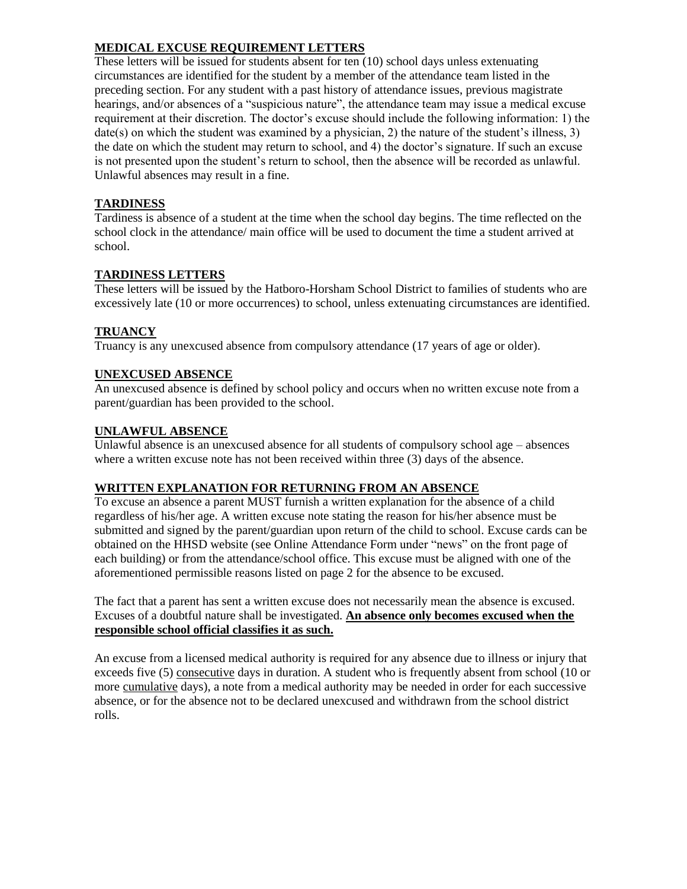## **MEDICAL EXCUSE REQUIREMENT LETTERS**

These letters will be issued for students absent for ten (10) school days unless extenuating circumstances are identified for the student by a member of the attendance team listed in the preceding section. For any student with a past history of attendance issues, previous magistrate hearings, and/or absences of a "suspicious nature", the attendance team may issue a medical excuse requirement at their discretion. The doctor's excuse should include the following information: 1) the date(s) on which the student was examined by a physician, 2) the nature of the student's illness, 3) the date on which the student may return to school, and 4) the doctor's signature. If such an excuse is not presented upon the student's return to school, then the absence will be recorded as unlawful. Unlawful absences may result in a fine.

## **TARDINESS**

Tardiness is absence of a student at the time when the school day begins. The time reflected on the school clock in the attendance/ main office will be used to document the time a student arrived at school.

## **TARDINESS LETTERS**

These letters will be issued by the Hatboro-Horsham School District to families of students who are excessively late (10 or more occurrences) to school, unless extenuating circumstances are identified.

## **TRUANCY**

Truancy is any unexcused absence from compulsory attendance (17 years of age or older).

## **UNEXCUSED ABSENCE**

An unexcused absence is defined by school policy and occurs when no written excuse note from a parent/guardian has been provided to the school.

## **UNLAWFUL ABSENCE**

Unlawful absence is an unexcused absence for all students of compulsory school age – absences where a written excuse note has not been received within three (3) days of the absence.

## **WRITTEN EXPLANATION FOR RETURNING FROM AN ABSENCE**

To excuse an absence a parent MUST furnish a written explanation for the absence of a child regardless of his/her age. A written excuse note stating the reason for his/her absence must be submitted and signed by the parent/guardian upon return of the child to school. Excuse cards can be obtained on the HHSD website (see Online Attendance Form under "news" on the front page of each building) or from the attendance/school office. This excuse must be aligned with one of the aforementioned permissible reasons listed on page 2 for the absence to be excused.

The fact that a parent has sent a written excuse does not necessarily mean the absence is excused. Excuses of a doubtful nature shall be investigated. **An absence only becomes excused when the responsible school official classifies it as such.**

An excuse from a licensed medical authority is required for any absence due to illness or injury that exceeds five (5) consecutive days in duration. A student who is frequently absent from school (10 or more cumulative days), a note from a medical authority may be needed in order for each successive absence, or for the absence not to be declared unexcused and withdrawn from the school district rolls.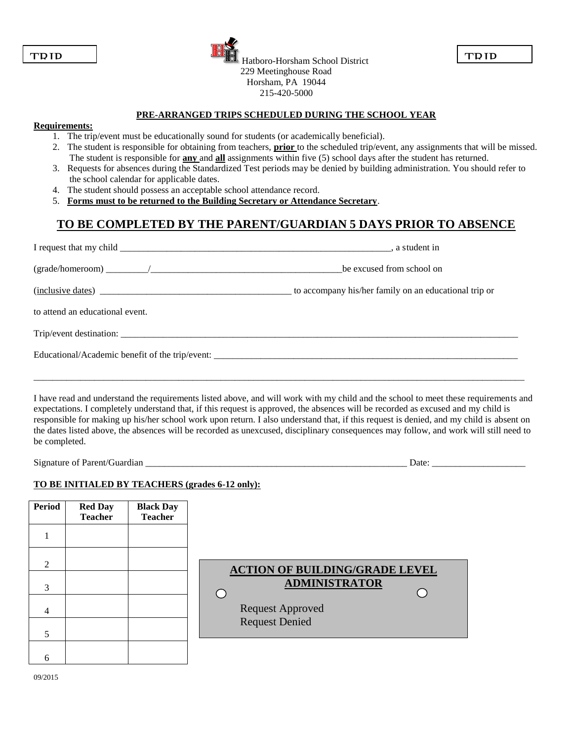TRIP

Hatboro-Horsham School District
229 Meetinghouse Road
Horsham, PA 19044
215-420-5000

TRIP

**PRE-ARRANGED TRIPS SCHEDULED DURING THE SCHOOL YEAR**

**Requirements:**

1. The trip/event must be educationally sound for students (or academically beneficial).
2. The student is responsible for obtaining from teachers, **prior** to the scheduled trip/event, any assignments that will be missed. The student is responsible for **any** and **all** assignments within five (5) school days after the student has returned.
3. Requests for absences during the Standardized Test periods may be denied by building administration. You should refer to the school calendar for applicable dates.
4. The student should possess an acceptable school attendance record.
5. **Forms must to be returned to the Building Secretary or Attendance Secretary**.

## TO BE COMPLETED BY THE PARENT/GUARDIAN 5 DAYS PRIOR TO ABSENCE

I request that my child ____________________________________________________________, a student in

(grade/homeroom) _________/________________________________________be excused from school on

(inclusive dates) ________________________________________ to accompany his/her family on an educational trip or

to attend an educational event.

Trip/event destination: ________________________________________________________________________________

Educational/Academic benefit of the trip/event: __________________________________________________________

______________________________________________________________________________________________________

I have read and understand the requirements listed above, and will work with my child and the school to meet these requirements and expectations. I completely understand that, if this request is approved, the absences will be recorded as excused and my child is responsible for making up his/her school work upon return. I also understand that, if this request is denied, and my child is absent on the dates listed above, the absences will be recorded as unexcused, disciplinary consequences may follow, and work will still need to be completed.

Signature of Parent/Guardian ________________________________________________________ Date: ___________________

**TO BE INITIALED BY TEACHERS (grades 6-12 only):**

| Period | Red Day Teacher | Black Day Teacher |
|---|---|---|
| 1 | | |
| 2 | | |
| 3 | | |
| 4 | | |
| 5 | | |
| 6 | | |

**ACTION OF BUILDING/GRADE LEVEL ADMINISTRATOR**

○ Request Approved

○ Request Denied

09/2015